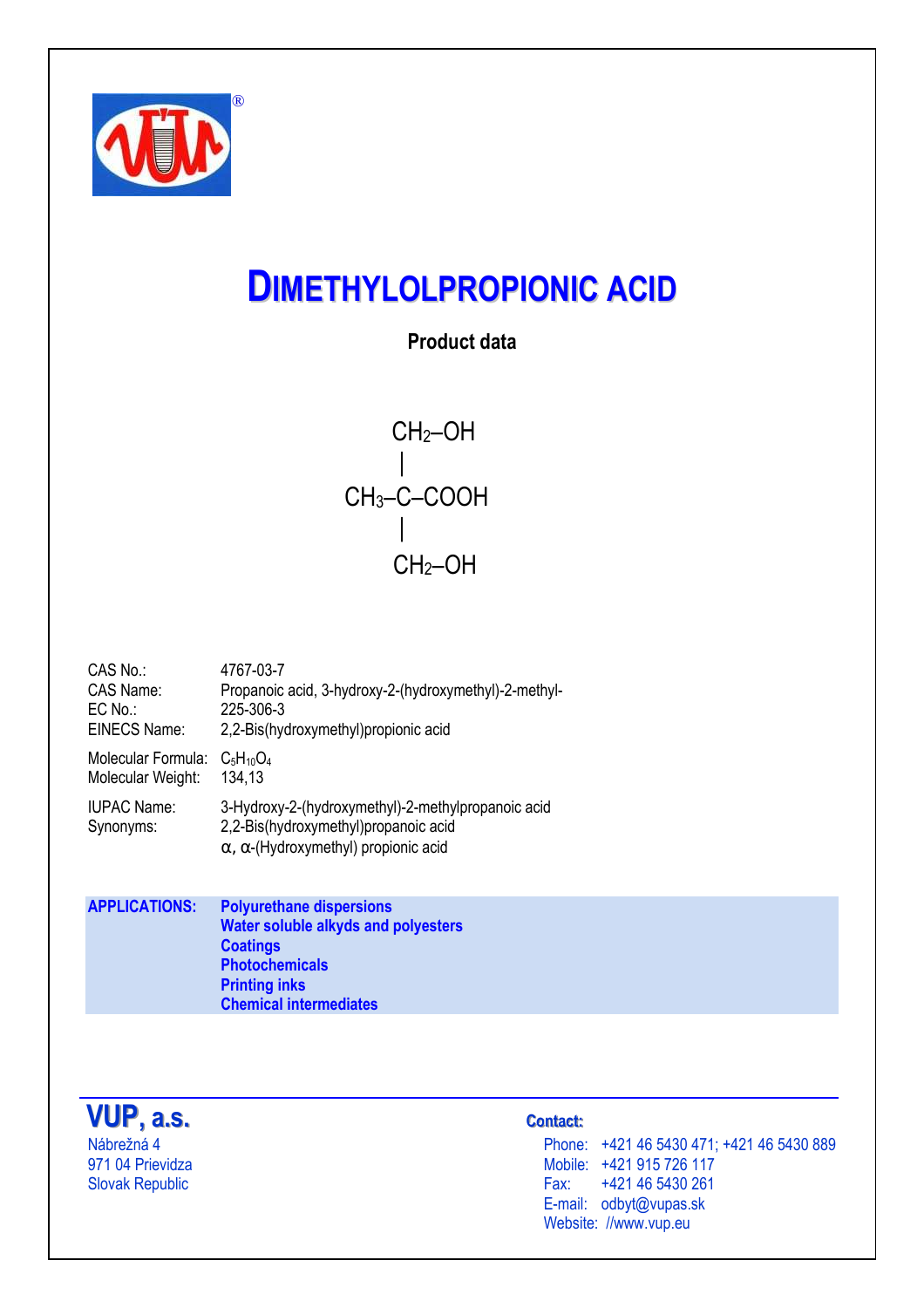# DIMETHYLOLPROPIONIC ACID

**Product data**

```
        CH2–OH
        |
CH3–C–COOH
        |
        CH2–OH
```

| | |
|---|---|
| CAS No.: | 4767-03-7 |
| CAS Name: | Propanoic acid, 3-hydroxy-2-(hydroxymethyl)-2-methyl- |
| EC No.: | 225-306-3 |
| EINECS Name: | 2,2-Bis(hydroxymethyl)propionic acid |
| Molecular Formula: | $C_5H_{10}O_4$ |
| Molecular Weight: | 134,13 |
| IUPAC Name: | 3-Hydroxy-2-(hydroxymethyl)-2-methylpropanoic acid |
| Synonyms: | 2,2-Bis(hydroxymethyl)propanoic acid |
| | α, α-(Hydroxymethyl) propionic acid |

| | |
|---|---|
| **APPLICATIONS:** | **Polyurethane dispersions** |
| | **Water soluble alkyds and polyesters** |
| | **Coatings** |
| | **Photochemicals** |
| | **Printing inks** |
| | **Chemical intermediates** |

**VUP, a.s.**
Nábrežná 4
971 04 Prievidza
Slovak Republic

**Contact:**

Phone: +421 46 5430 471; +421 46 5430 889
Mobile: +421 915 726 117
Fax: +421 46 5430 261
E-mail: odbyt@vupas.sk
Website: //www.vup.eu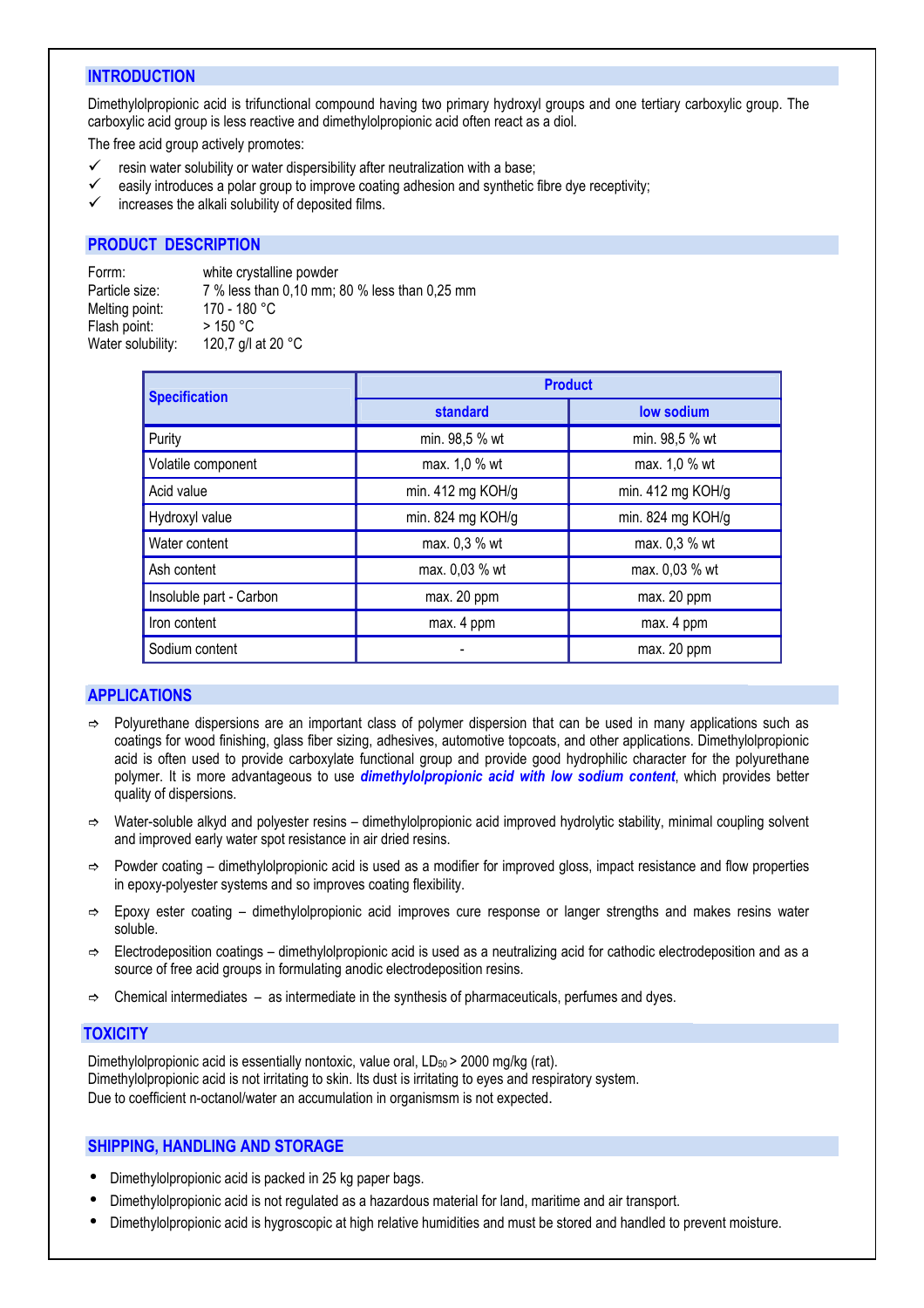## INTRODUCTION

Dimethylolpropionic acid is trifunctional compound having two primary hydroxyl groups and one tertiary carboxylic group. The carboxylic acid group is less reactive and dimethylolpropionic acid often react as a diol.

The free acid group actively promotes:

- ✓ resin water solubility or water dispersibility after neutralization with a base;
- ✓ easily introduces a polar group to improve coating adhesion and synthetic fibre dye receptivity;
- ✓ increases the alkali solubility of deposited films.

## PRODUCT DESCRIPTION

Formm: white crystalline powder
Particle size: 7 % less than 0,10 mm; 80 % less than 0,25 mm
Melting point: 170 - 180 °C
Flash point: > 150 °C
Water solubility: 120,7 g/l at 20 °C

| Specification | Product | |
|---|---|---|
| | standard | low sodium |
| Purity | min. 98,5 % wt | min. 98,5 % wt |
| Volatile component | max. 1,0 % wt | max. 1,0 % wt |
| Acid value | min. 412 mg KOH/g | min. 412 mg KOH/g |
| Hydroxyl value | min. 824 mg KOH/g | min. 824 mg KOH/g |
| Water content | max. 0,3 % wt | max. 0,3 % wt |
| Ash content | max. 0,03 % wt | max. 0,03 % wt |
| Insoluble part - Carbon | max. 20 ppm | max. 20 ppm |
| Iron content | max. 4 ppm | max. 4 ppm |
| Sodium content | - | max. 20 ppm |

## APPLICATIONS

- ⇨ Polyurethane dispersions are an important class of polymer dispersion that can be used in many applications such as coatings for wood finishing, glass fiber sizing, adhesives, automotive topcoats, and other applications. Dimethylolpropionic acid is often used to provide carboxylate functional group and provide good hydrophilic character for the polyurethane polymer. It is more advantageous to use ***dimethylolpropionic acid with low sodium content***, which provides better quality of dispersions.
- ⇨ Water-soluble alkyd and polyester resins – dimethylolpropionic acid improved hydrolytic stability, minimal coupling solvent and improved early water spot resistance in air dried resins.
- ⇨ Powder coating – dimethylolpropionic acid is used as a modifier for improved gloss, impact resistance and flow properties in epoxy-polyester systems and so improves coating flexibility.
- ⇨ Epoxy ester coating – dimethylolpropionic acid improves cure response or langer strengths and makes resins water soluble.
- ⇨ Electrodeposition coatings – dimethylolpropionic acid is used as a neutralizing acid for cathodic electrodeposition and as a source of free acid groups in formulating anodic electrodeposition resins.
- ⇨ Chemical intermediates – as intermediate in the synthesis of pharmaceuticals, perfumes and dyes.

## TOXICITY

Dimethylolpropionic acid is essentially nontoxic, value oral, $LD_{50}$ > 2000 mg/kg (rat).
Dimethylolpropionic acid is not irritating to skin. Its dust is irritating to eyes and respiratory system.
Due to coefficient n-octanol/water an accumulation in organismsm is not expected.

## SHIPPING, HANDLING AND STORAGE

- Dimethylolpropionic acid is packed in 25 kg paper bags.
- Dimethylolpropionic acid is not regulated as a hazardous material for land, maritime and air transport.
- Dimethylolpropionic acid is hygroscopic at high relative humidities and must be stored and handled to prevent moisture.